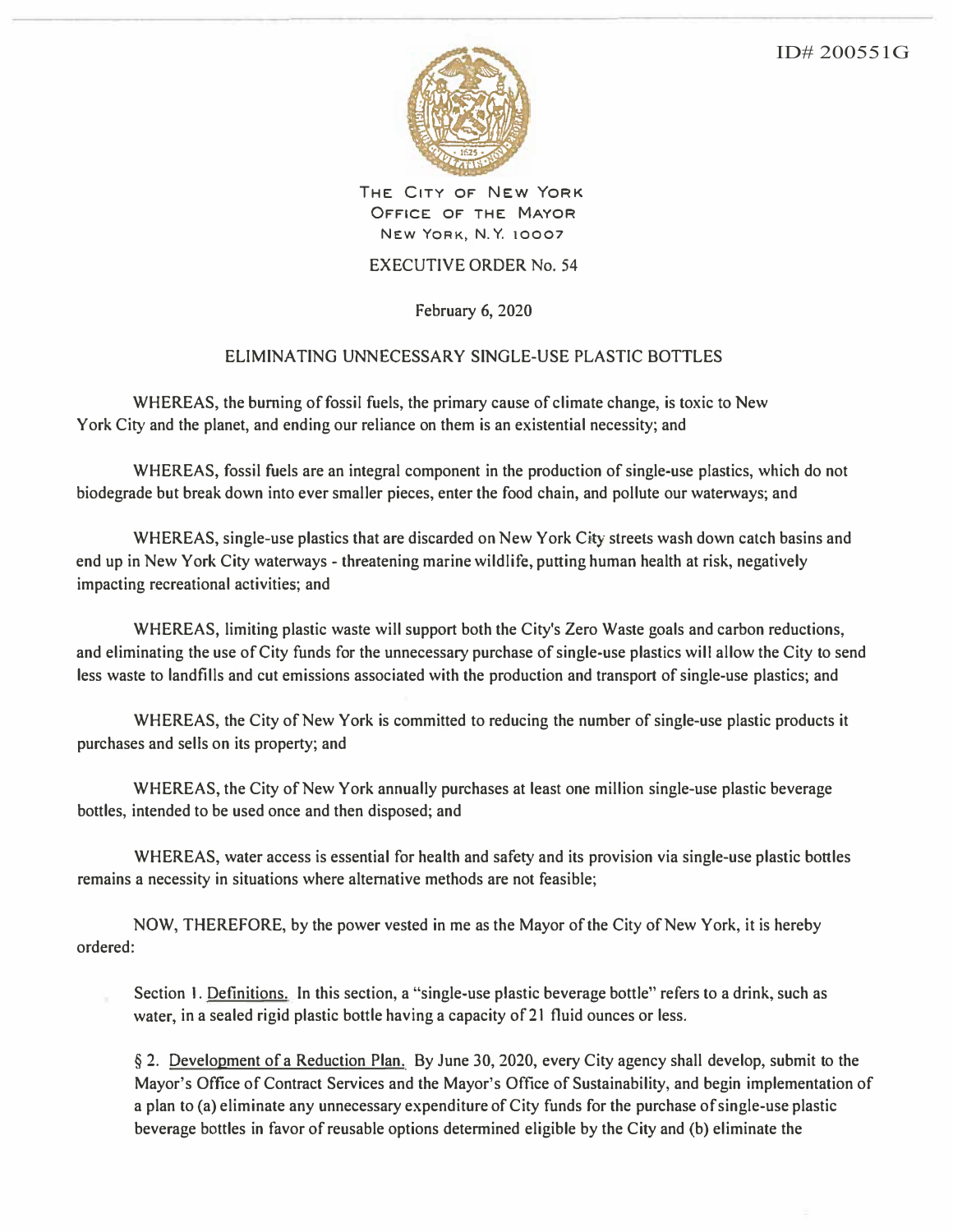ID# 200551G

THE CITY OF NEW YORK
OFFICE OF THE MAYOR
NEW YORK, N.Y. 10007

# EXECUTIVE ORDER No. 54

February 6, 2020

## ELIMINATING UNNECESSARY SINGLE-USE PLASTIC BOTTLES

WHEREAS, the burning of fossil fuels, the primary cause of climate change, is toxic to New York City and the planet, and ending our reliance on them is an existential necessity; and

WHEREAS, fossil fuels are an integral component in the production of single-use plastics, which do not biodegrade but break down into ever smaller pieces, enter the food chain, and pollute our waterways; and

WHEREAS, single-use plastics that are discarded on New York City streets wash down catch basins and end up in New York City waterways - threatening marine wildlife, putting human health at risk, negatively impacting recreational activities; and

WHEREAS, limiting plastic waste will support both the City's Zero Waste goals and carbon reductions, and eliminating the use of City funds for the unnecessary purchase of single-use plastics will allow the City to send less waste to landfills and cut emissions associated with the production and transport of single-use plastics; and

WHEREAS, the City of New York is committed to reducing the number of single-use plastic products it purchases and sells on its property; and

WHEREAS, the City of New York annually purchases at least one million single-use plastic beverage bottles, intended to be used once and then disposed; and

WHEREAS, water access is essential for health and safety and its provision via single-use plastic bottles remains a necessity in situations where alternative methods are not feasible;

NOW, THEREFORE, by the power vested in me as the Mayor of the City of New York, it is hereby ordered:

Section 1. Definitions. In this section, a "single-use plastic beverage bottle" refers to a drink, such as water, in a sealed rigid plastic bottle having a capacity of 21 fluid ounces or less.

§ 2. Development of a Reduction Plan. By June 30, 2020, every City agency shall develop, submit to the Mayor's Office of Contract Services and the Mayor's Office of Sustainability, and begin implementation of a plan to (a) eliminate any unnecessary expenditure of City funds for the purchase of single-use plastic beverage bottles in favor of reusable options determined eligible by the City and (b) eliminate the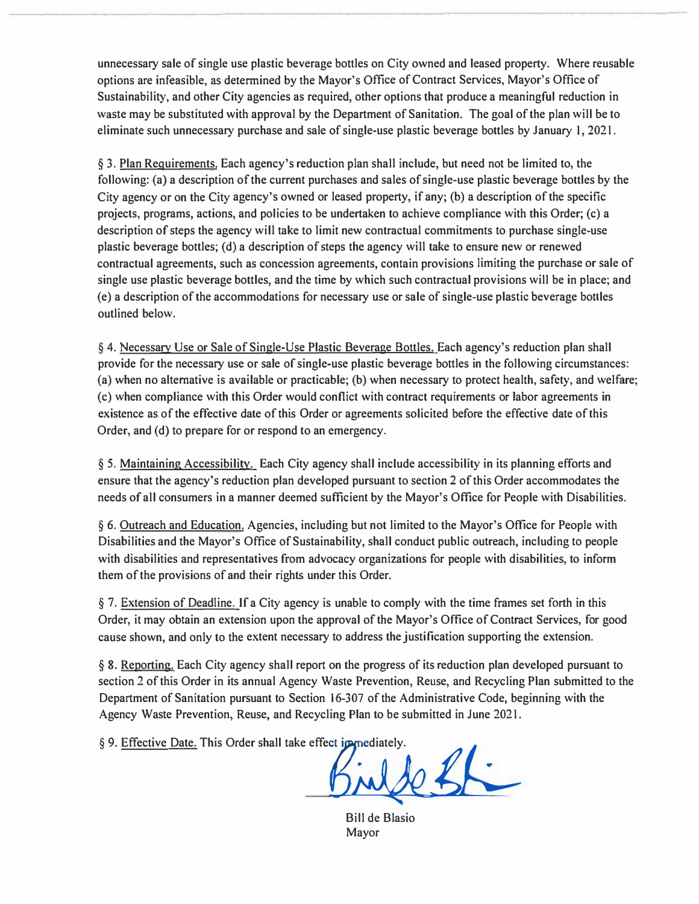unnecessary sale of single use plastic beverage bottles on City owned and leased property. Where reusable options are infeasible, as determined by the Mayor's Office of Contract Services, Mayor's Office of Sustainability, and other City agencies as required, other options that produce a meaningful reduction in waste may be substituted with approval by the Department of Sanitation. The goal of the plan will be to eliminate such unnecessary purchase and sale of single-use plastic beverage bottles by January 1, 2021.

§ 3. Plan Requirements. Each agency's reduction plan shall include, but need not be limited to, the following: (a) a description of the current purchases and sales of single-use plastic beverage bottles by the City agency or on the City agency's owned or leased property, if any; (b) a description of the specific projects, programs, actions, and policies to be undertaken to achieve compliance with this Order; (c) a description of steps the agency will take to limit new contractual commitments to purchase single-use plastic beverage bottles; (d) a description of steps the agency will take to ensure new or renewed contractual agreements, such as concession agreements, contain provisions limiting the purchase or sale of single use plastic beverage bottles, and the time by which such contractual provisions will be in place; and (e) a description of the accommodations for necessary use or sale of single-use plastic beverage bottles outlined below.

§ 4. Necessary Use or Sale of Single-Use Plastic Beverage Bottles. Each agency's reduction plan shall provide for the necessary use or sale of single-use plastic beverage bottles in the following circumstances: (a) when no alternative is available or practicable; (b) when necessary to protect health, safety, and welfare; (c) when compliance with this Order would conflict with contract requirements or labor agreements in existence as of the effective date of this Order or agreements solicited before the effective date of this Order, and (d) to prepare for or respond to an emergency.

§ 5. Maintaining Accessibility. Each City agency shall include accessibility in its planning efforts and ensure that the agency's reduction plan developed pursuant to section 2 of this Order accommodates the needs of all consumers in a manner deemed sufficient by the Mayor's Office for People with Disabilities.

§ 6. Outreach and Education. Agencies, including but not limited to the Mayor's Office for People with Disabilities and the Mayor's Office of Sustainability, shall conduct public outreach, including to people with disabilities and representatives from advocacy organizations for people with disabilities, to inform them of the provisions of and their rights under this Order.

§ 7. Extension of Deadline. If a City agency is unable to comply with the time frames set forth in this Order, it may obtain an extension upon the approval of the Mayor's Office of Contract Services, for good cause shown, and only to the extent necessary to address the justification supporting the extension.

§ 8. Reporting. Each City agency shall report on the progress of its reduction plan developed pursuant to section 2 of this Order in its annual Agency Waste Prevention, Reuse, and Recycling Plan submitted to the Department of Sanitation pursuant to Section 16-307 of the Administrative Code, beginning with the Agency Waste Prevention, Reuse, and Recycling Plan to be submitted in June 2021.

§ 9. Effective Date. This Order shall take effect immediately.

Bill de Blasio
Mayor